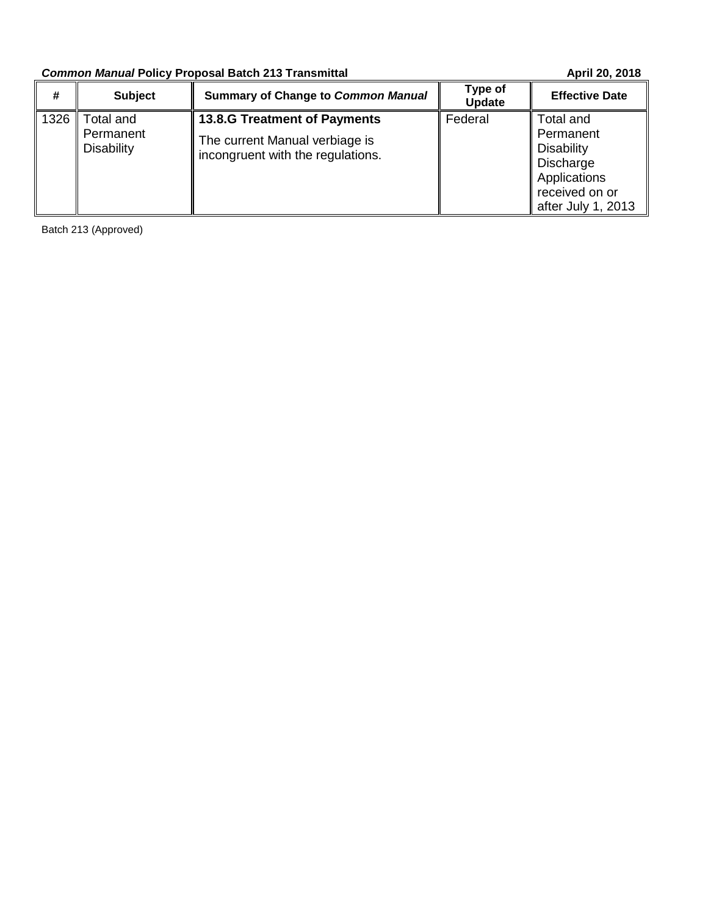***Common Manual* Policy Proposal Batch 213 Transmittal** **April 20, 2018**

| # | Subject | Summary of Change to *Common Manual* | Type of Update | Effective Date |
|---|---|---|---|---|
| 1326 | Total and Permanent Disability | **13.8.G Treatment of Payments** The current Manual verbiage is incongruent with the regulations. | Federal | Total and Permanent Disability Discharge Applications received on or after July 1, 2013 |

Batch 213 (Approved)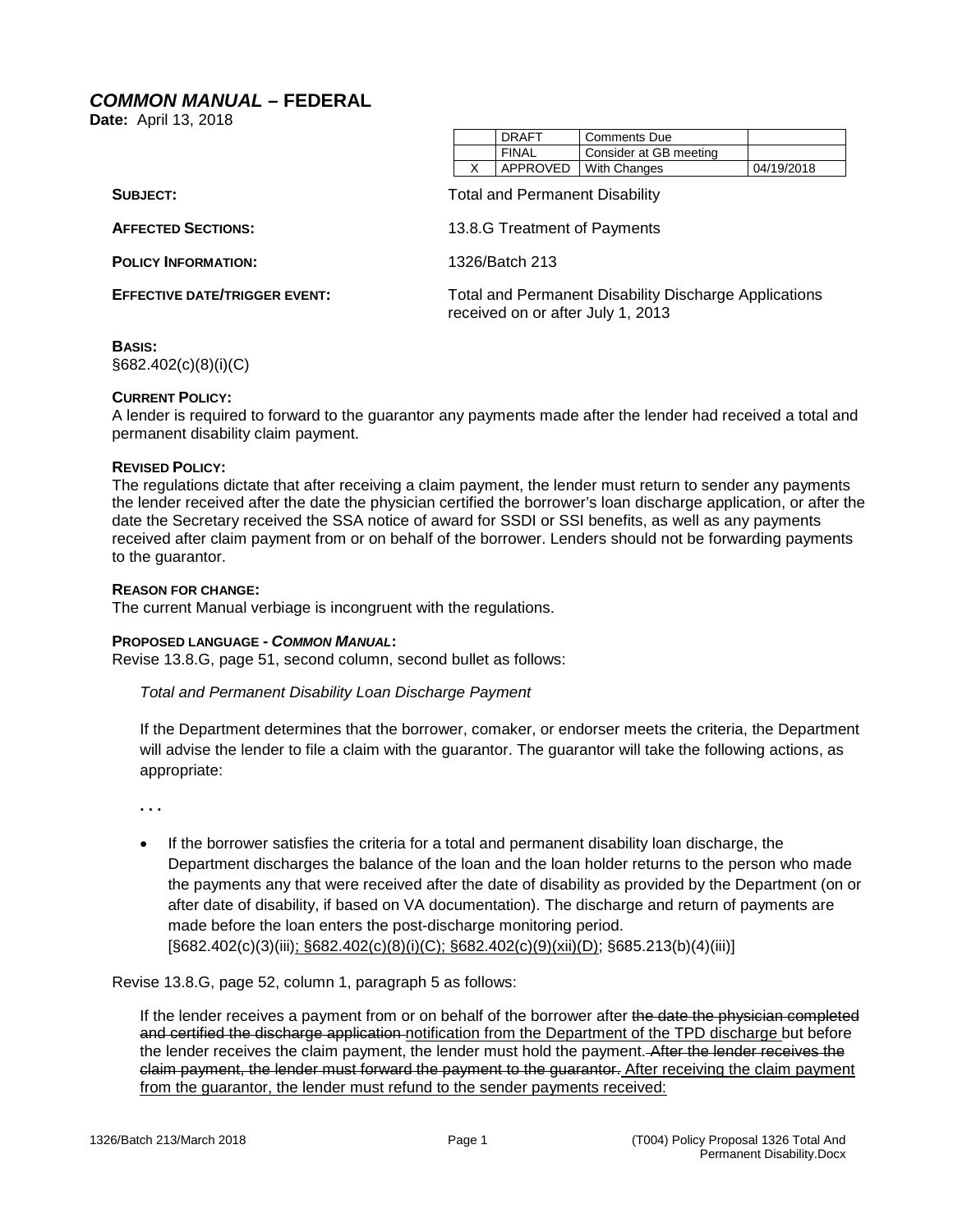## *COMMON MANUAL* – FEDERAL

**Date:** April 13, 2018

| | | | |
|---|---|---|---|
| | DRAFT | Comments Due | |
| | FINAL | Consider at GB meeting | |
| X | APPROVED | With Changes | 04/19/2018 |

**SUBJECT:** Total and Permanent Disability

**AFFECTED SECTIONS:** 13.8.G Treatment of Payments

**POLICY INFORMATION:** 1326/Batch 213

**EFFECTIVE DATE/TRIGGER EVENT:** Total and Permanent Disability Discharge Applications received on or after July 1, 2013

**BASIS:**
§682.402(c)(8)(i)(C)

**CURRENT POLICY:**
A lender is required to forward to the guarantor any payments made after the lender had received a total and permanent disability claim payment.

**REVISED POLICY:**
The regulations dictate that after receiving a claim payment, the lender must return to sender any payments the lender received after the date the physician certified the borrower's loan discharge application, or after the date the Secretary received the SSA notice of award for SSDI or SSI benefits, as well as any payments received after claim payment from or on behalf of the borrower. Lenders should not be forwarding payments to the guarantor.

**REASON FOR CHANGE:**
The current Manual verbiage is incongruent with the regulations.

**PROPOSED LANGUAGE - *COMMON MANUAL*:**
Revise 13.8.G, page 51, second column, second bullet as follows:

> *Total and Permanent Disability Loan Discharge Payment*
>
> If the Department determines that the borrower, comaker, or endorser meets the criteria, the Department will advise the lender to file a claim with the guarantor. The guarantor will take the following actions, as appropriate:
>
> . . .
>
> - If the borrower satisfies the criteria for a total and permanent disability loan discharge, the Department discharges the balance of the loan and the loan holder returns to the person who made the payments any that were received after the date of disability as provided by the Department (on or after date of disability, if based on VA documentation). The discharge and return of payments are made before the loan enters the post-discharge monitoring period. [§682.402(c)(3)(iii); §682.402(c)(8)(i)(C); §682.402(c)(9)(xii)(D); §685.213(b)(4)(iii)]

Revise 13.8.G, page 52, column 1, paragraph 5 as follows:

> If the lender receives a payment from or on behalf of the borrower after ~~the date the physician completed and certified the discharge application~~ notification from the Department of the TPD discharge but before the lender receives the claim payment, the lender must hold the payment. ~~After the lender receives the claim payment, the lender must forward the payment to the guarantor.~~ After receiving the claim payment from the guarantor, the lender must refund to the sender payments received: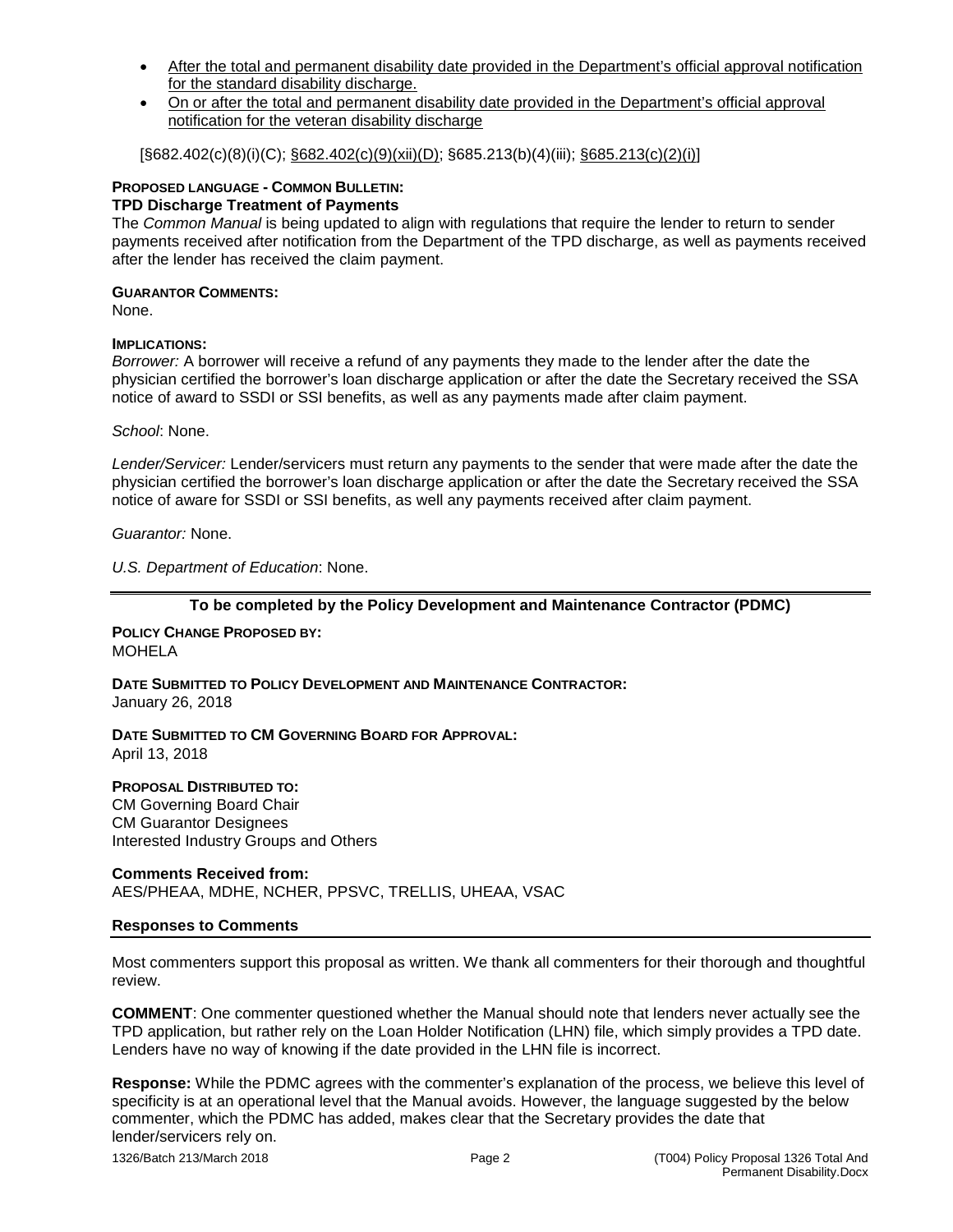- After the total and permanent disability date provided in the Department's official approval notification for the standard disability discharge.
- On or after the total and permanent disability date provided in the Department's official approval notification for the veteran disability discharge

[§682.402(c)(8)(i)(C); §682.402(c)(9)(xii)(D); §685.213(b)(4)(iii); §685.213(c)(2)(i)]

**PROPOSED LANGUAGE - COMMON BULLETIN:**
**TPD Discharge Treatment of Payments**

The *Common Manual* is being updated to align with regulations that require the lender to return to sender payments received after notification from the Department of the TPD discharge, as well as payments received after the lender has received the claim payment.

**GUARANTOR COMMENTS:**
None.

**IMPLICATIONS:**

*Borrower:* A borrower will receive a refund of any payments they made to the lender after the date the physician certified the borrower's loan discharge application or after the date the Secretary received the SSA notice of award to SSDI or SSI benefits, as well as any payments made after claim payment.

*School*: None.

*Lender/Servicer:* Lender/servicers must return any payments to the sender that were made after the date the physician certified the borrower's loan discharge application or after the date the Secretary received the SSA notice of aware for SSDI or SSI benefits, as well any payments received after claim payment.

*Guarantor:* None.

*U.S. Department of Education*: None.

---

**To be completed by the Policy Development and Maintenance Contractor (PDMC)**

**POLICY CHANGE PROPOSED BY:**
MOHELA

**DATE SUBMITTED TO POLICY DEVELOPMENT AND MAINTENANCE CONTRACTOR:**
January 26, 2018

**DATE SUBMITTED TO CM GOVERNING BOARD FOR APPROVAL:**
April 13, 2018

**PROPOSAL DISTRIBUTED TO:**
CM Governing Board Chair
CM Guarantor Designees
Interested Industry Groups and Others

**Comments Received from:**
AES/PHEAA, MDHE, NCHER, PPSVC, TRELLIS, UHEAA, VSAC

**Responses to Comments**

Most commenters support this proposal as written. We thank all commenters for their thorough and thoughtful review.

**COMMENT**: One commenter questioned whether the Manual should note that lenders never actually see the TPD application, but rather rely on the Loan Holder Notification (LHN) file, which simply provides a TPD date. Lenders have no way of knowing if the date provided in the LHN file is incorrect.

**Response:** While the PDMC agrees with the commenter's explanation of the process, we believe this level of specificity is at an operational level that the Manual avoids. However, the language suggested by the below commenter, which the PDMC has added, makes clear that the Secretary provides the date that lender/servicers rely on.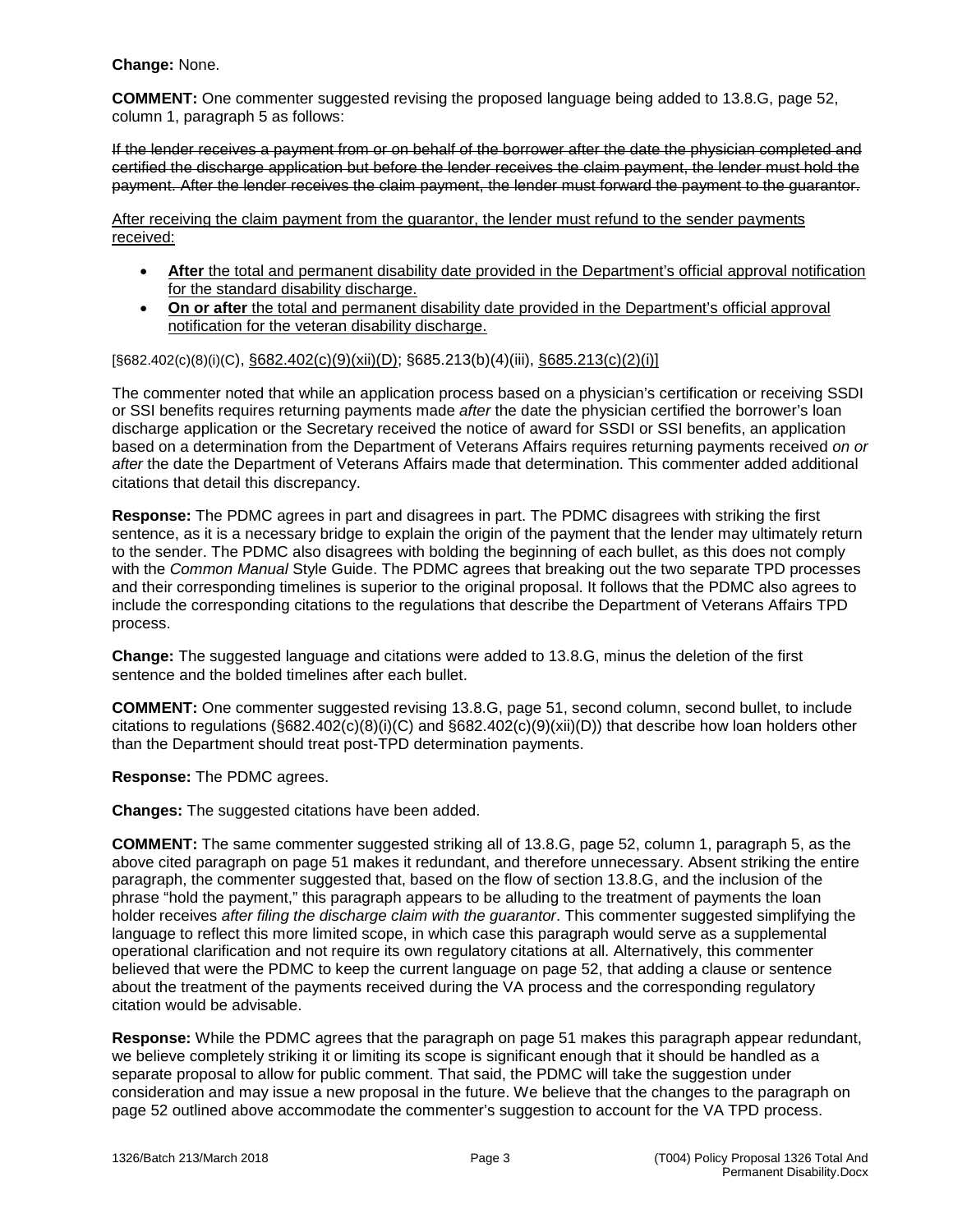**Change:** None.

**COMMENT:** One commenter suggested revising the proposed language being added to 13.8.G, page 52, column 1, paragraph 5 as follows:

~~If the lender receives a payment from or on behalf of the borrower after the date the physician completed and certified the discharge application but before the lender receives the claim payment, the lender must hold the payment. After the lender receives the claim payment, the lender must forward the payment to the guarantor.~~

<u>After receiving the claim payment from the guarantor, the lender must refund to the sender payments received:</u>

- <u>**After** the total and permanent disability date provided in the Department's official approval notification for the standard disability discharge.</u>
- <u>**On or after** the total and permanent disability date provided in the Department's official approval notification for the veteran disability discharge.</u>

[§682.402(c)(8)(i)(C), <u>§682.402(c)(9)(xii)(D)</u>; §685.213(b)(4)(iii), <u>§685.213(c)(2)(i)]</u>

The commenter noted that while an application process based on a physician's certification or receiving SSDI or SSI benefits requires returning payments made *after* the date the physician certified the borrower's loan discharge application or the Secretary received the notice of award for SSDI or SSI benefits, an application based on a determination from the Department of Veterans Affairs requires returning payments received *on or after* the date the Department of Veterans Affairs made that determination. This commenter added additional citations that detail this discrepancy.

**Response:** The PDMC agrees in part and disagrees in part. The PDMC disagrees with striking the first sentence, as it is a necessary bridge to explain the origin of the payment that the lender may ultimately return to the sender. The PDMC also disagrees with bolding the beginning of each bullet, as this does not comply with the *Common Manual* Style Guide. The PDMC agrees that breaking out the two separate TPD processes and their corresponding timelines is superior to the original proposal. It follows that the PDMC also agrees to include the corresponding citations to the regulations that describe the Department of Veterans Affairs TPD process.

**Change:** The suggested language and citations were added to 13.8.G, minus the deletion of the first sentence and the bolded timelines after each bullet.

**COMMENT:** One commenter suggested revising 13.8.G, page 51, second column, second bullet, to include citations to regulations (§682.402(c)(8)(i)(C) and §682.402(c)(9)(xii)(D)) that describe how loan holders other than the Department should treat post-TPD determination payments.

**Response:** The PDMC agrees.

**Changes:** The suggested citations have been added.

**COMMENT:** The same commenter suggested striking all of 13.8.G, page 52, column 1, paragraph 5, as the above cited paragraph on page 51 makes it redundant, and therefore unnecessary. Absent striking the entire paragraph, the commenter suggested that, based on the flow of section 13.8.G, and the inclusion of the phrase "hold the payment," this paragraph appears to be alluding to the treatment of payments the loan holder receives *after filing the discharge claim with the guarantor*. This commenter suggested simplifying the language to reflect this more limited scope, in which case this paragraph would serve as a supplemental operational clarification and not require its own regulatory citations at all. Alternatively, this commenter believed that were the PDMC to keep the current language on page 52, that adding a clause or sentence about the treatment of the payments received during the VA process and the corresponding regulatory citation would be advisable.

**Response:** While the PDMC agrees that the paragraph on page 51 makes this paragraph appear redundant, we believe completely striking it or limiting its scope is significant enough that it should be handled as a separate proposal to allow for public comment. That said, the PDMC will take the suggestion under consideration and may issue a new proposal in the future. We believe that the changes to the paragraph on page 52 outlined above accommodate the commenter's suggestion to account for the VA TPD process.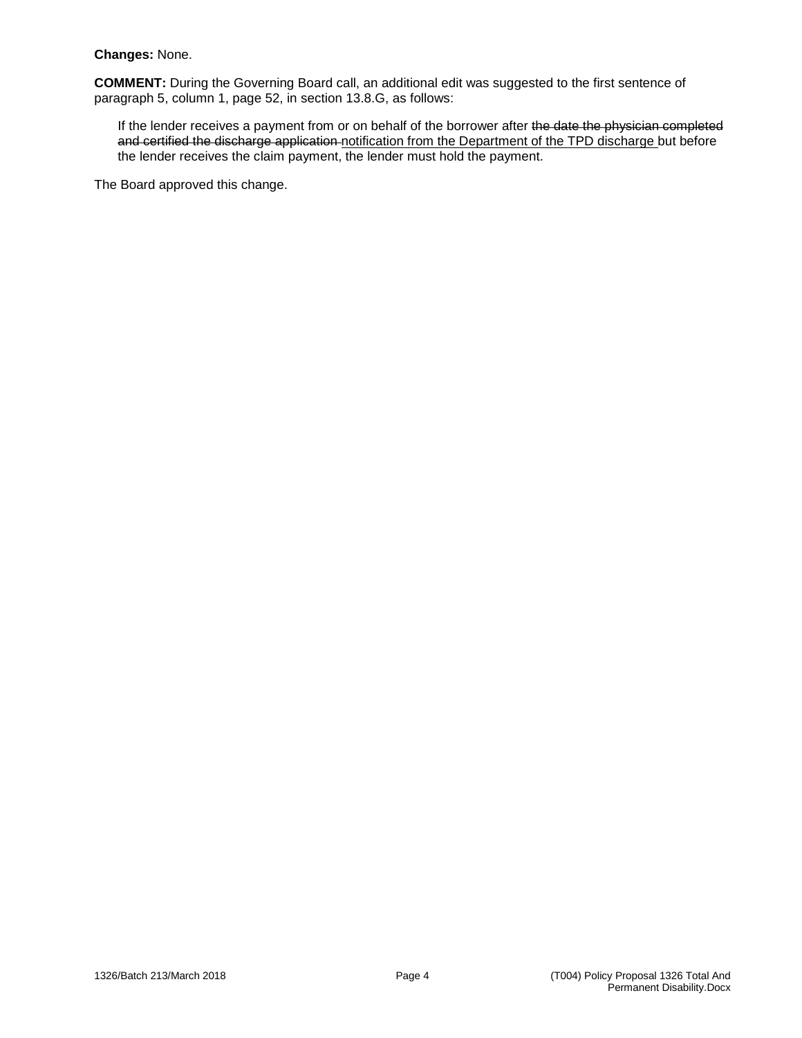**Changes:** None.

**COMMENT:** During the Governing Board call, an additional edit was suggested to the first sentence of paragraph 5, column 1, page 52, in section 13.8.G, as follows:

> If the lender receives a payment from or on behalf of the borrower after ~~the date the physician completed and certified the discharge application~~ <u>notification from the Department of the TPD discharge</u> but before the lender receives the claim payment, the lender must hold the payment.

The Board approved this change.